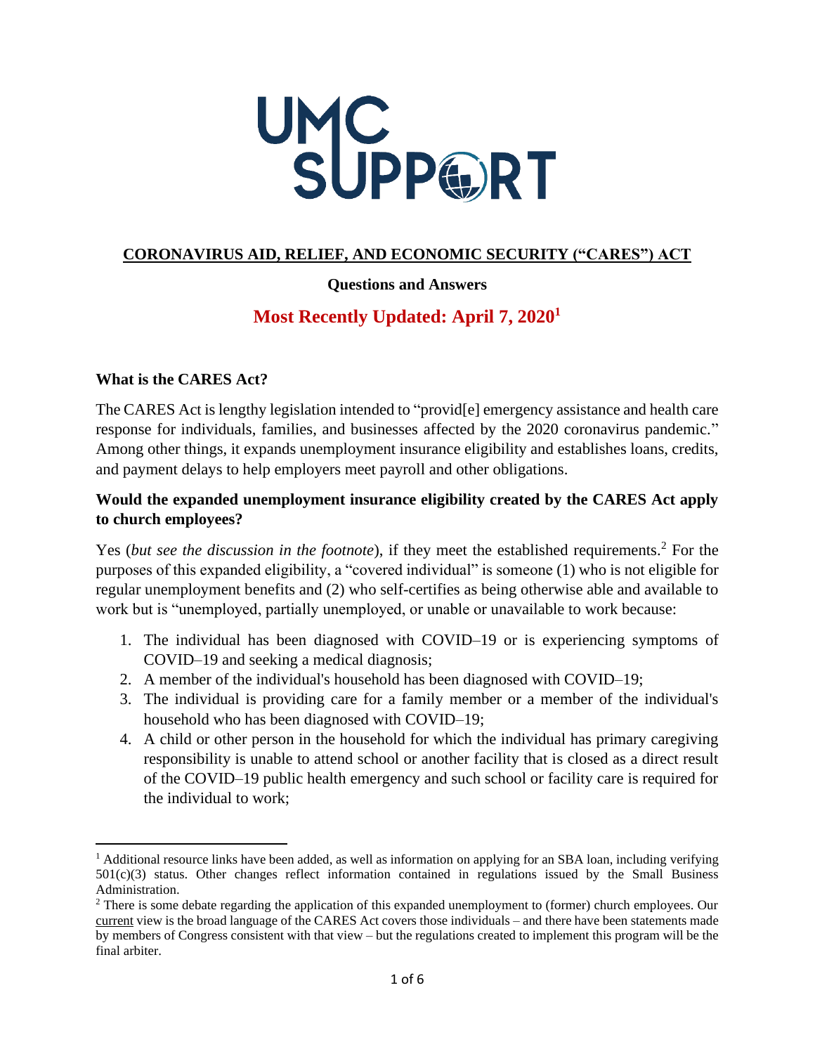# UMC SUPPORT

## CORONAVIRUS AID, RELIEF, AND ECONOMIC SECURITY ("CARES") ACT

**Questions and Answers**

**Most Recently Updated: April 7, 2020**[1]

### What is the CARES Act?

The CARES Act is lengthy legislation intended to "provid[e] emergency assistance and health care response for individuals, families, and businesses affected by the 2020 coronavirus pandemic." Among other things, it expands unemployment insurance eligibility and establishes loans, credits, and payment delays to help employers meet payroll and other obligations.

### Would the expanded unemployment insurance eligibility created by the CARES Act apply to church employees?

Yes (*but see the discussion in the footnote*), if they meet the established requirements.[2] For the purposes of this expanded eligibility, a "covered individual" is someone (1) who is not eligible for regular unemployment benefits and (2) who self-certifies as being otherwise able and available to work but is "unemployed, partially unemployed, or unable or unavailable to work because:

1. The individual has been diagnosed with COVID–19 or is experiencing symptoms of COVID–19 and seeking a medical diagnosis;
2. A member of the individual's household has been diagnosed with COVID–19;
3. The individual is providing care for a family member or a member of the individual's household who has been diagnosed with COVID–19;
4. A child or other person in the household for which the individual has primary caregiving responsibility is unable to attend school or another facility that is closed as a direct result of the COVID–19 public health emergency and such school or facility care is required for the individual to work;

---

[1] Additional resource links have been added, as well as information on applying for an SBA loan, including verifying 501(c)(3) status. Other changes reflect information contained in regulations issued by the Small Business Administration.

[2] There is some debate regarding the application of this expanded unemployment to (former) church employees. Our current view is the broad language of the CARES Act covers those individuals – and there have been statements made by members of Congress consistent with that view – but the regulations created to implement this program will be the final arbiter.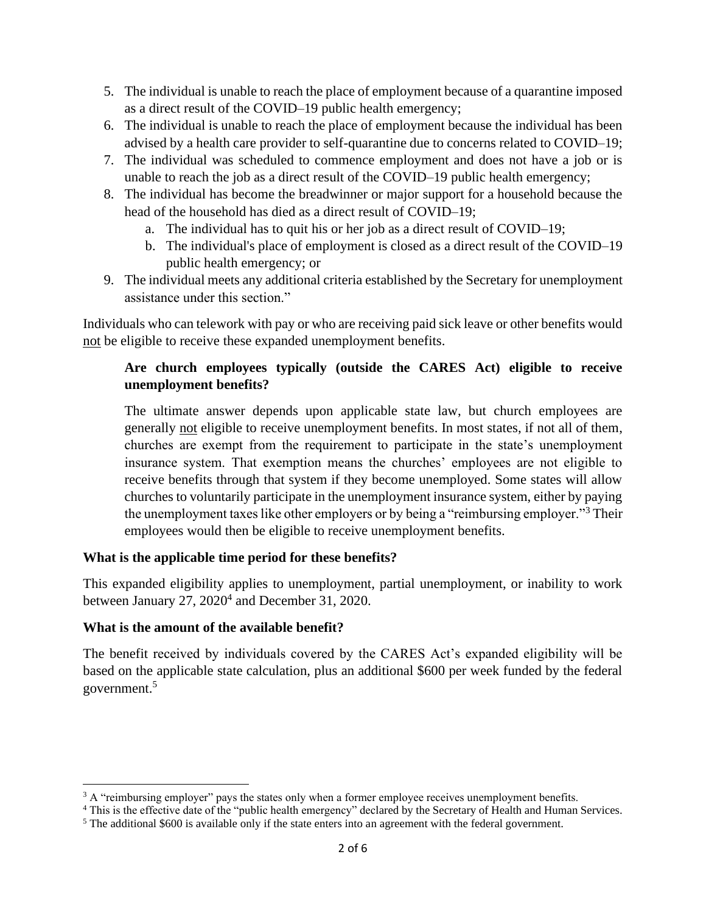5. The individual is unable to reach the place of employment because of a quarantine imposed as a direct result of the COVID–19 public health emergency;
6. The individual is unable to reach the place of employment because the individual has been advised by a health care provider to self-quarantine due to concerns related to COVID–19;
7. The individual was scheduled to commence employment and does not have a job or is unable to reach the job as a direct result of the COVID–19 public health emergency;
8. The individual has become the breadwinner or major support for a household because the head of the household has died as a direct result of COVID–19;
    a. The individual has to quit his or her job as a direct result of COVID–19;
    b. The individual's place of employment is closed as a direct result of the COVID–19 public health emergency; or
9. The individual meets any additional criteria established by the Secretary for unemployment assistance under this section."

Individuals who can telework with pay or who are receiving paid sick leave or other benefits would not be eligible to receive these expanded unemployment benefits.

> **Are church employees typically (outside the CARES Act) eligible to receive unemployment benefits?**
>
> The ultimate answer depends upon applicable state law, but church employees are generally not eligible to receive unemployment benefits. In most states, if not all of them, churches are exempt from the requirement to participate in the state's unemployment insurance system. That exemption means the churches' employees are not eligible to receive benefits through that system if they become unemployed. Some states will allow churches to voluntarily participate in the unemployment insurance system, either by paying the unemployment taxes like other employers or by being a "reimbursing employer."[3] Their employees would then be eligible to receive unemployment benefits.

**What is the applicable time period for these benefits?**

This expanded eligibility applies to unemployment, partial unemployment, or inability to work between January 27, 2020[4] and December 31, 2020.

**What is the amount of the available benefit?**

The benefit received by individuals covered by the CARES Act's expanded eligibility will be based on the applicable state calculation, plus an additional $600 per week funded by the federal government.[5]

---

[3] A "reimbursing employer" pays the states only when a former employee receives unemployment benefits.

[4] This is the effective date of the "public health emergency" declared by the Secretary of Health and Human Services.

[5] The additional $600 is available only if the state enters into an agreement with the federal government.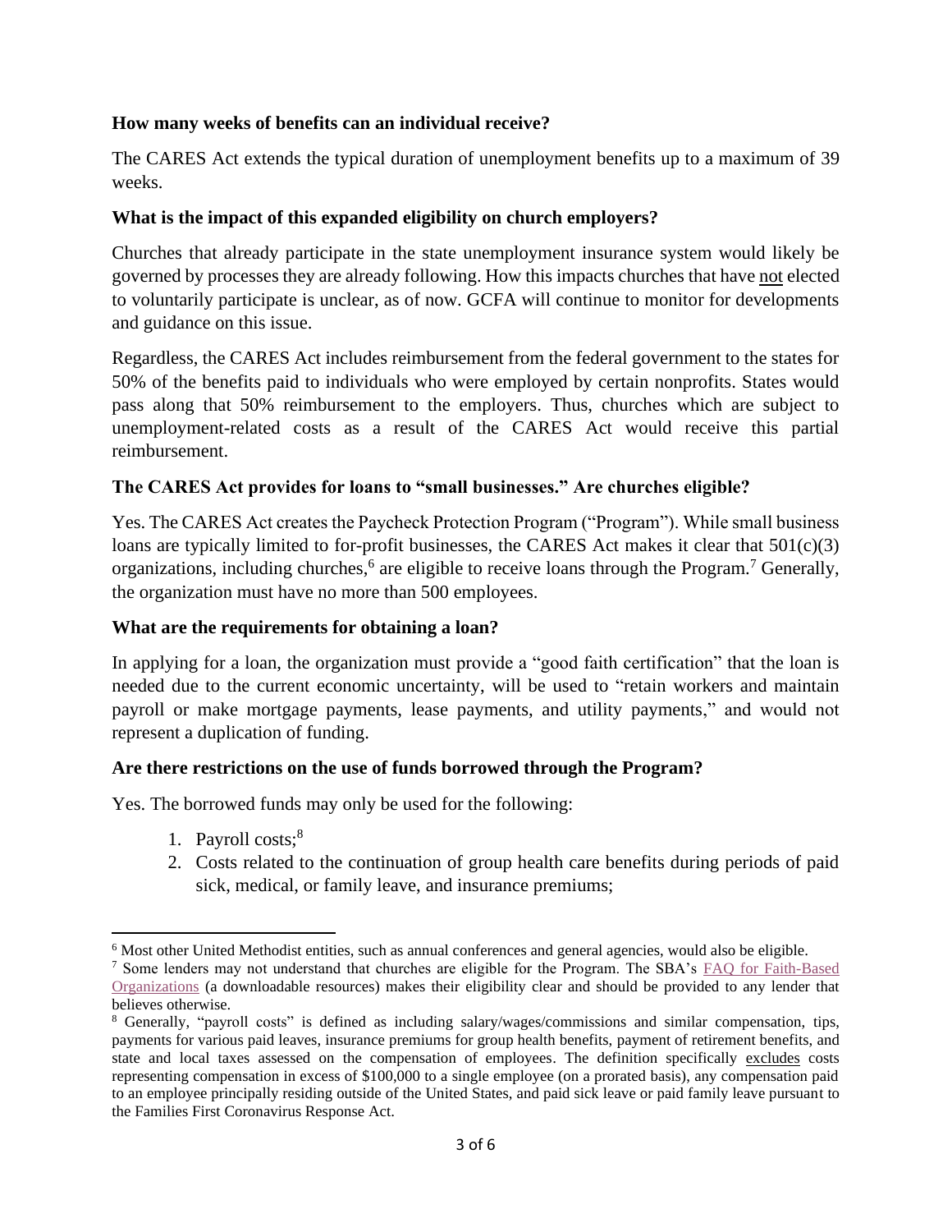**How many weeks of benefits can an individual receive?**

The CARES Act extends the typical duration of unemployment benefits up to a maximum of 39 weeks.

**What is the impact of this expanded eligibility on church employers?**

Churches that already participate in the state unemployment insurance system would likely be governed by processes they are already following. How this impacts churches that have not elected to voluntarily participate is unclear, as of now. GCFA will continue to monitor for developments and guidance on this issue.

Regardless, the CARES Act includes reimbursement from the federal government to the states for 50% of the benefits paid to individuals who were employed by certain nonprofits. States would pass along that 50% reimbursement to the employers. Thus, churches which are subject to unemployment-related costs as a result of the CARES Act would receive this partial reimbursement.

**The CARES Act provides for loans to "small businesses." Are churches eligible?**

Yes. The CARES Act creates the Paycheck Protection Program ("Program"). While small business loans are typically limited to for-profit businesses, the CARES Act makes it clear that 501(c)(3) organizations, including churches,[6] are eligible to receive loans through the Program.[7] Generally, the organization must have no more than 500 employees.

**What are the requirements for obtaining a loan?**

In applying for a loan, the organization must provide a "good faith certification" that the loan is needed due to the current economic uncertainty, will be used to "retain workers and maintain payroll or make mortgage payments, lease payments, and utility payments," and would not represent a duplication of funding.

**Are there restrictions on the use of funds borrowed through the Program?**

Yes. The borrowed funds may only be used for the following:

1. Payroll costs;[8]
2. Costs related to the continuation of group health care benefits during periods of paid sick, medical, or family leave, and insurance premiums;

---

[6] Most other United Methodist entities, such as annual conferences and general agencies, would also be eligible.

[7] Some lenders may not understand that churches are eligible for the Program. The SBA's FAQ for Faith-Based Organizations (a downloadable resources) makes their eligibility clear and should be provided to any lender that believes otherwise.

[8] Generally, "payroll costs" is defined as including salary/wages/commissions and similar compensation, tips, payments for various paid leaves, insurance premiums for group health benefits, payment of retirement benefits, and state and local taxes assessed on the compensation of employees. The definition specifically excludes costs representing compensation in excess of $100,000 to a single employee (on a prorated basis), any compensation paid to an employee principally residing outside of the United States, and paid sick leave or paid family leave pursuant to the Families First Coronavirus Response Act.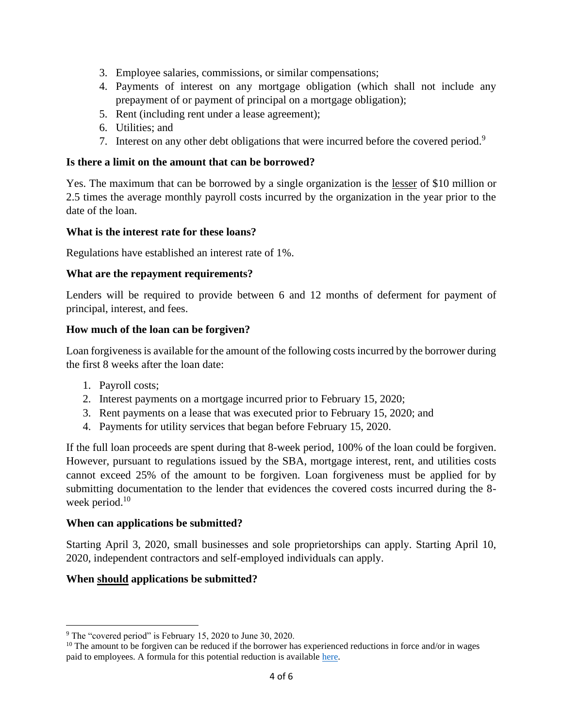3. Employee salaries, commissions, or similar compensations;
4. Payments of interest on any mortgage obligation (which shall not include any prepayment of or payment of principal on a mortgage obligation);
5. Rent (including rent under a lease agreement);
6. Utilities; and
7. Interest on any other debt obligations that were incurred before the covered period.[9]

**Is there a limit on the amount that can be borrowed?**

Yes. The maximum that can be borrowed by a single organization is the <u>lesser</u> of $10 million or 2.5 times the average monthly payroll costs incurred by the organization in the year prior to the date of the loan.

**What is the interest rate for these loans?**

Regulations have established an interest rate of 1%.

**What are the repayment requirements?**

Lenders will be required to provide between 6 and 12 months of deferment for payment of principal, interest, and fees.

**How much of the loan can be forgiven?**

Loan forgiveness is available for the amount of the following costs incurred by the borrower during the first 8 weeks after the loan date:

1. Payroll costs;
2. Interest payments on a mortgage incurred prior to February 15, 2020;
3. Rent payments on a lease that was executed prior to February 15, 2020; and
4. Payments for utility services that began before February 15, 2020.

If the full loan proceeds are spent during that 8-week period, 100% of the loan could be forgiven. However, pursuant to regulations issued by the SBA, mortgage interest, rent, and utilities costs cannot exceed 25% of the amount to be forgiven. Loan forgiveness must be applied for by submitting documentation to the lender that evidences the covered costs incurred during the 8-week period.[10]

**When can applications be submitted?**

Starting April 3, 2020, small businesses and sole proprietorships can apply. Starting April 10, 2020, independent contractors and self-employed individuals can apply.

**When <u>should</u> applications be submitted?**

---

[9] The "covered period" is February 15, 2020 to June 30, 2020.

[10] The amount to be forgiven can be reduced if the borrower has experienced reductions in force and/or in wages paid to employees. A formula for this potential reduction is available here.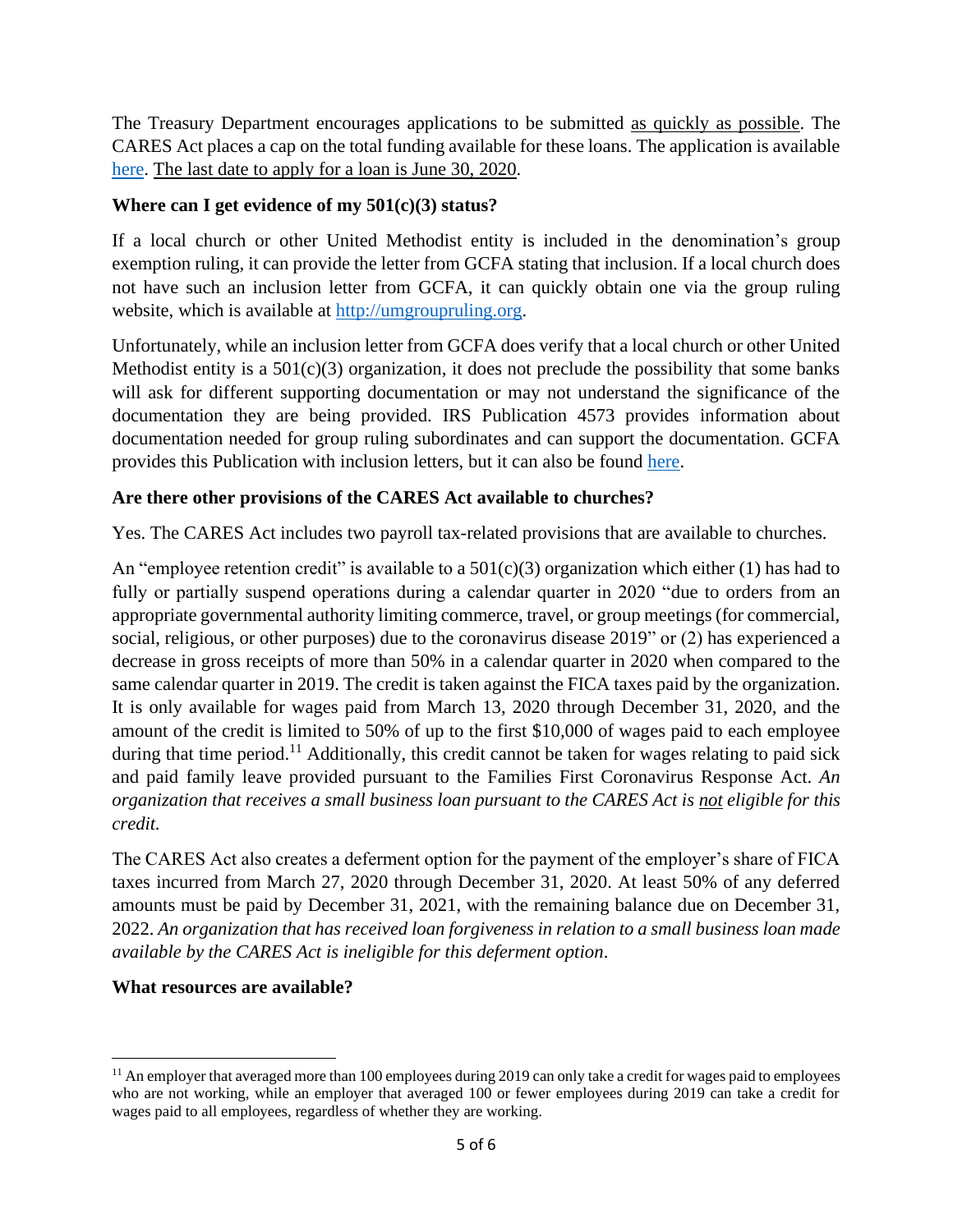The Treasury Department encourages applications to be submitted as quickly as possible. The CARES Act places a cap on the total funding available for these loans. The application is available here. The last date to apply for a loan is June 30, 2020.

### Where can I get evidence of my 501(c)(3) status?

If a local church or other United Methodist entity is included in the denomination's group exemption ruling, it can provide the letter from GCFA stating that inclusion. If a local church does not have such an inclusion letter from GCFA, it can quickly obtain one via the group ruling website, which is available at http://umgroupruling.org.

Unfortunately, while an inclusion letter from GCFA does verify that a local church or other United Methodist entity is a 501(c)(3) organization, it does not preclude the possibility that some banks will ask for different supporting documentation or may not understand the significance of the documentation they are being provided. IRS Publication 4573 provides information about documentation needed for group ruling subordinates and can support the documentation. GCFA provides this Publication with inclusion letters, but it can also be found here.

### Are there other provisions of the CARES Act available to churches?

Yes. The CARES Act includes two payroll tax-related provisions that are available to churches.

An "employee retention credit" is available to a 501(c)(3) organization which either (1) has had to fully or partially suspend operations during a calendar quarter in 2020 "due to orders from an appropriate governmental authority limiting commerce, travel, or group meetings (for commercial, social, religious, or other purposes) due to the coronavirus disease 2019" or (2) has experienced a decrease in gross receipts of more than 50% in a calendar quarter in 2020 when compared to the same calendar quarter in 2019. The credit is taken against the FICA taxes paid by the organization. It is only available for wages paid from March 13, 2020 through December 31, 2020, and the amount of the credit is limited to 50% of up to the first $10,000 of wages paid to each employee during that time period.[11] Additionally, this credit cannot be taken for wages relating to paid sick and paid family leave provided pursuant to the Families First Coronavirus Response Act. *An organization that receives a small business loan pursuant to the CARES Act is not eligible for this credit.*

The CARES Act also creates a deferment option for the payment of the employer's share of FICA taxes incurred from March 27, 2020 through December 31, 2020. At least 50% of any deferred amounts must be paid by December 31, 2021, with the remaining balance due on December 31, 2022. *An organization that has received loan forgiveness in relation to a small business loan made available by the CARES Act is ineligible for this deferment option*.

### What resources are available?

---

[11] An employer that averaged more than 100 employees during 2019 can only take a credit for wages paid to employees who are not working, while an employer that averaged 100 or fewer employees during 2019 can take a credit for wages paid to all employees, regardless of whether they are working.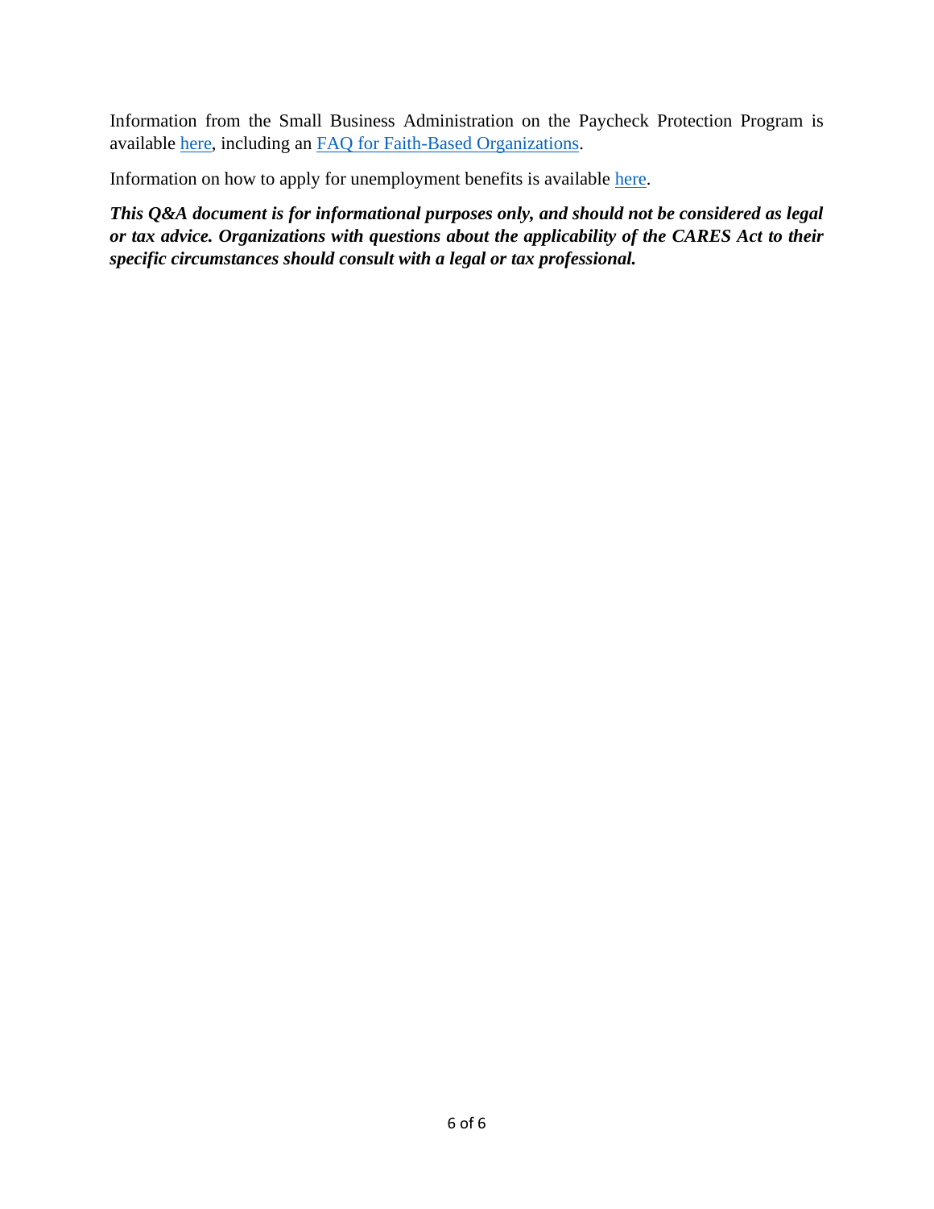Information from the Small Business Administration on the Paycheck Protection Program is available here, including an FAQ for Faith-Based Organizations.

Information on how to apply for unemployment benefits is available here.

***This Q&A document is for informational purposes only, and should not be considered as legal or tax advice. Organizations with questions about the applicability of the CARES Act to their specific circumstances should consult with a legal or tax professional.***